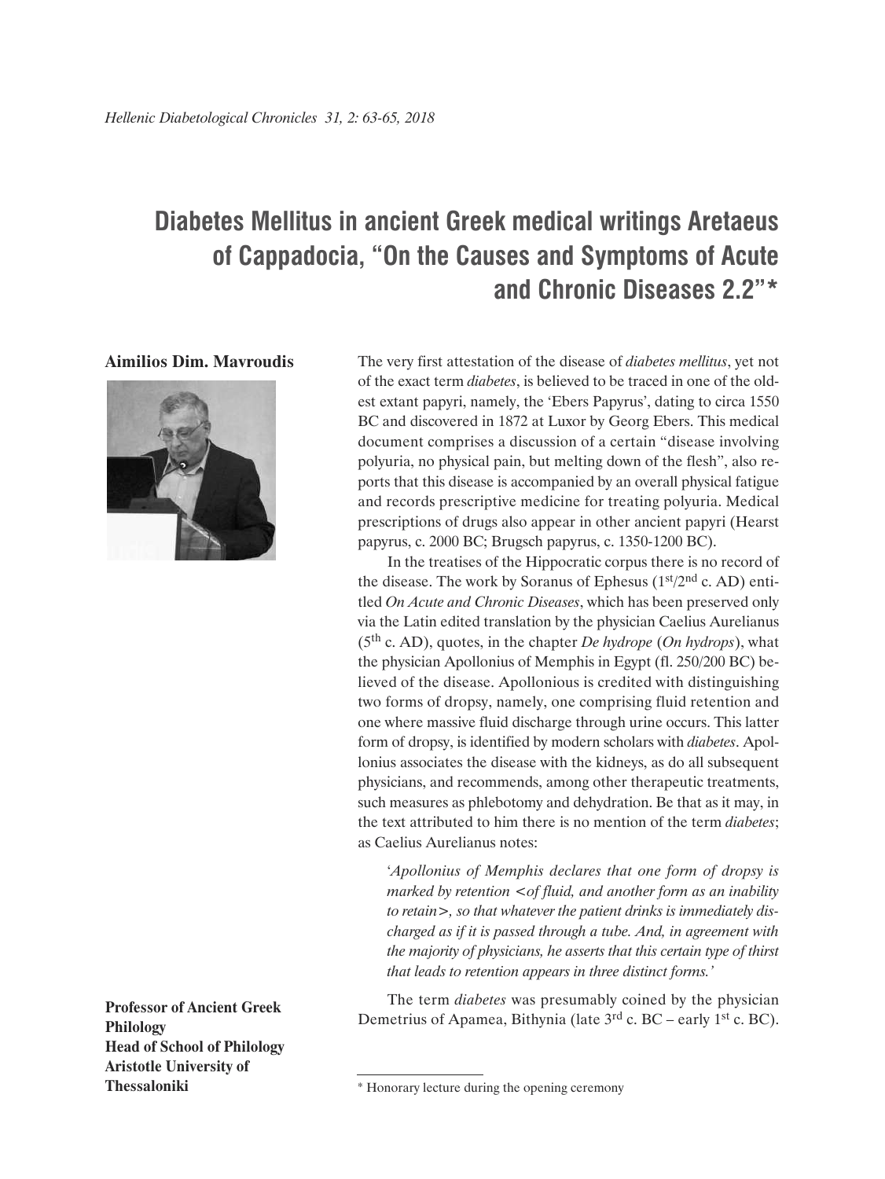# Diabetes Mellitus in ancient Greek medical writings Aretaeus of Cappadocia, "On the Causes and Symptoms of Acute and Chronic Diseases 2.2"*

**Aimilios Dim. Mavroudis**

**Professor of Ancient Greek Philology**
**Head of School of Philology**
**Aristotle University of Thessaloniki**

The very first attestation of the disease of *diabetes mellitus*, yet not of the exact term *diabetes*, is believed to be traced in one of the oldest extant papyri, namely, the 'Ebers Papyrus', dating to circa 1550 BC and discovered in 1872 at Luxor by Georg Ebers. This medical document comprises a discussion of a certain "disease involving polyuria, no physical pain, but melting down of the flesh", also reports that this disease is accompanied by an overall physical fatigue and records prescriptive medicine for treating polyuria. Medical prescriptions of drugs also appear in other ancient papyri (Hearst papyrus, c. 2000 BC; Brugsch papyrus, c. 1350-1200 BC).

In the treatises of the Hippocratic corpus there is no record of the disease. The work by Soranus of Ephesus (1st/2nd c. AD) entitled *On Acute and Chronic Diseases*, which has been preserved only via the Latin edited translation by the physician Caelius Aurelianus (5th c. AD), quotes, in the chapter *De hydrope* (*On hydrops*), what the physician Apollonius of Memphis in Egypt (fl. 250/200 BC) believed of the disease. Apollonious is credited with distinguishing two forms of dropsy, namely, one comprising fluid retention and one where massive fluid discharge through urine occurs. This latter form of dropsy, is identified by modern scholars with *diabetes*. Apollonius associates the disease with the kidneys, as do all subsequent physicians, and recommends, among other therapeutic treatments, such measures as phlebotomy and dehydration. Be that as it may, in the text attributed to him there is no mention of the term *diabetes*; as Caelius Aurelianus notes:

> '*Apollonius of Memphis declares that one form of dropsy is marked by retention <of fluid, and another form as an inability to retain>, so that whatever the patient drinks is immediately discharged as if it is passed through a tube. And, in agreement with the majority of physicians, he asserts that this certain type of thirst that leads to retention appears in three distinct forms.*'

The term *diabetes* was presumably coined by the physician Demetrius of Apamea, Bithynia (late 3rd c. BC – early 1st c. BC).

---

\* Honorary lecture during the opening ceremony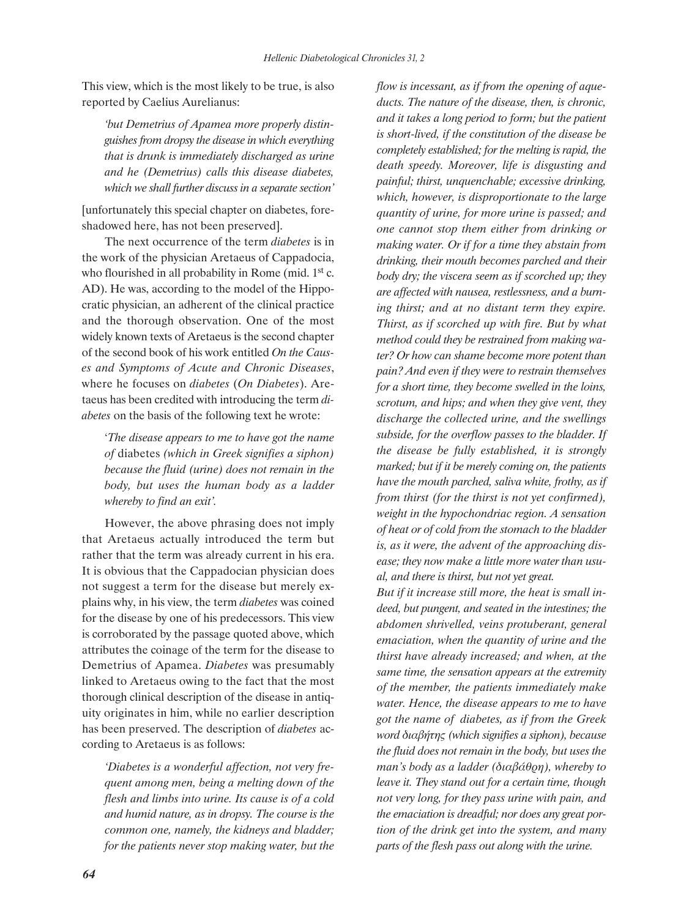This view, which is the most likely to be true, is also reported by Caelius Aurelianus:

> *'but Demetrius of Apamea more properly distinguishes from dropsy the disease in which everything that is drunk is immediately discharged as urine and he (Demetrius) calls this disease diabetes, which we shall further discuss in a separate section'*

[unfortunately this special chapter on diabetes, foreshadowed here, has not been preserved].

The next occurrence of the term *diabetes* is in the work of the physician Aretaeus of Cappadocia, who flourished in all probability in Rome (mid. 1st c. AD). He was, according to the model of the Hippocratic physician, an adherent of the clinical practice and the thorough observation. One of the most widely known texts of Aretaeus is the second chapter of the second book of his work entitled *On the Causes and Symptoms of Acute and Chronic Diseases*, where he focuses on *diabetes* (*On Diabetes*). Aretaeus has been credited with introducing the term *diabetes* on the basis of the following text he wrote:

> '*The disease appears to me to have got the name of* diabetes *(which in Greek signifies a siphon) because the fluid (urine) does not remain in the body, but uses the human body as a ladder whereby to find an exit'.*

However, the above phrasing does not imply that Aretaeus actually introduced the term but rather that the term was already current in his era. It is obvious that the Cappadocian physician does not suggest a term for the disease but merely explains why, in his view, the term *diabetes* was coined for the disease by one of his predecessors. This view is corroborated by the passage quoted above, which attributes the coinage of the term for the disease to Demetrius of Apamea. *Diabetes* was presumably linked to Aretaeus owing to the fact that the most thorough clinical description of the disease in antiquity originates in him, while no earlier description has been preserved. The description of *diabetes* according to Aretaeus is as follows:

> *'Diabetes is a wonderful affection, not very frequent among men, being a melting down of the flesh and limbs into urine. Its cause is of a cold and humid nature, as in dropsy. The course is the common one, namely, the kidneys and bladder; for the patients never stop making water, but the flow is incessant, as if from the opening of aqueducts. The nature of the disease, then, is chronic, and it takes a long period to form; but the patient is short-lived, if the constitution of the disease be completely established; for the melting is rapid, the death speedy. Moreover, life is disgusting and painful; thirst, unquenchable; excessive drinking, which, however, is disproportionate to the large quantity of urine, for more urine is passed; and one cannot stop them either from drinking or making water. Or if for a time they abstain from drinking, their mouth becomes parched and their body dry; the viscera seem as if scorched up; they are affected with nausea, restlessness, and a burning thirst; and at no distant term they expire. Thirst, as if scorched up with fire. But by what method could they be restrained from making water? Or how can shame become more potent than pain? And even if they were to restrain themselves for a short time, they become swelled in the loins, scrotum, and hips; and when they give vent, they discharge the collected urine, and the swellings subside, for the overflow passes to the bladder. If the disease be fully established, it is strongly marked; but if it be merely coming on, the patients have the mouth parched, saliva white, frothy, as if from thirst (for the thirst is not yet confirmed), weight in the hypochondriac region. A sensation of heat or of cold from the stomach to the bladder is, as it were, the advent of the approaching disease; they now make a little more water than usual, and there is thirst, but not yet great.*
>
> *But if it increase still more, the heat is small indeed, but pungent, and seated in the intestines; the abdomen shrivelled, veins protuberant, general emaciation, when the quantity of urine and the thirst have already increased; and when, at the same time, the sensation appears at the extremity of the member, the patients immediately make water. Hence, the disease appears to me to have got the name of diabetes, as if from the Greek word διαβήτης (which signifies a siphon), because the fluid does not remain in the body, but uses the man's body as a ladder (διαβάθρη), whereby to leave it. They stand out for a certain time, though not very long, for they pass urine with pain, and the emaciation is dreadful; nor does any great portion of the drink get into the system, and many parts of the flesh pass out along with the urine.*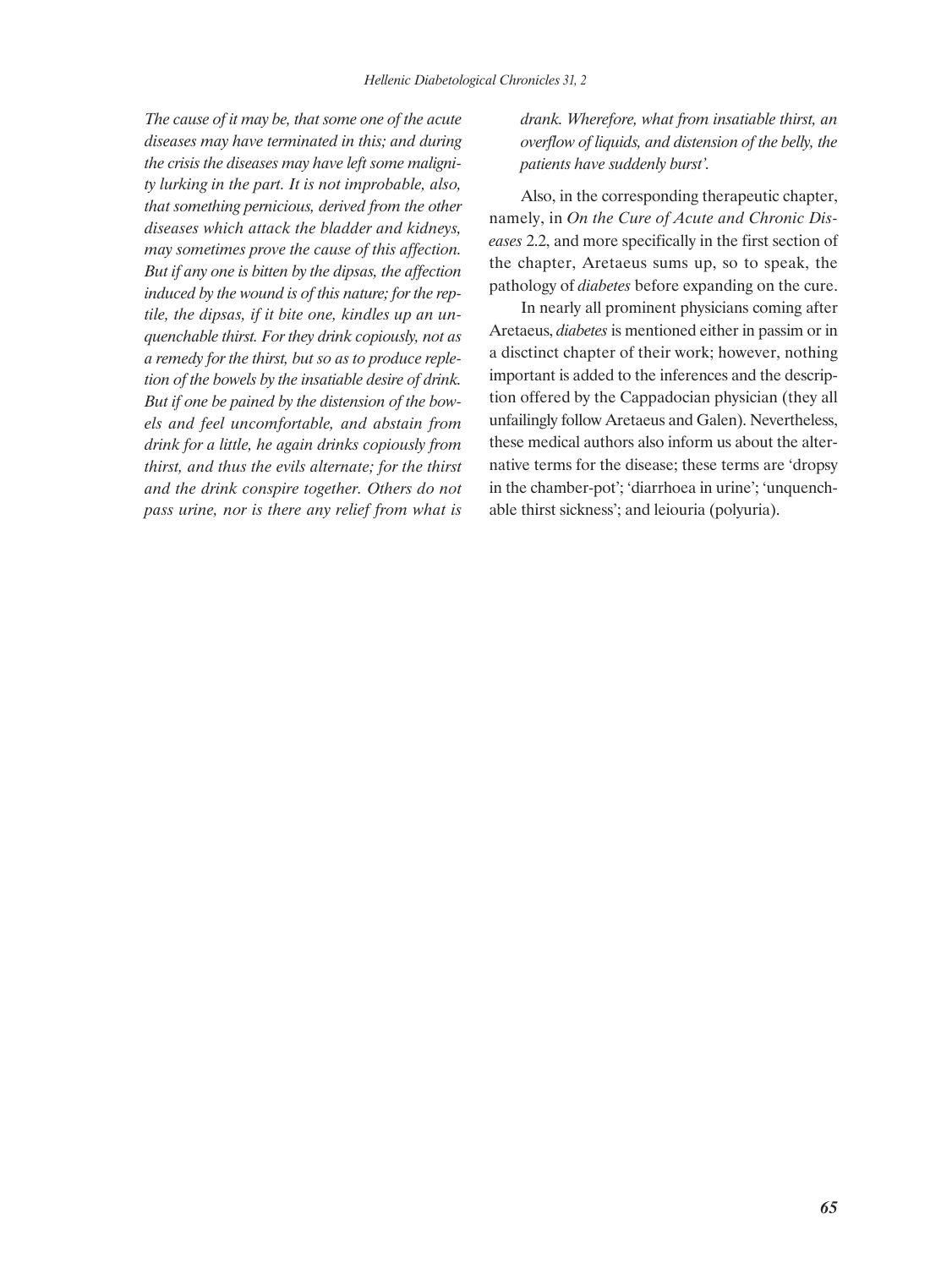*The cause of it may be, that some one of the acute diseases may have terminated in this; and during the crisis the diseases may have left some malignity lurking in the part. It is not improbable, also, that something pernicious, derived from the other diseases which attack the bladder and kidneys, may sometimes prove the cause of this affection. But if any one is bitten by the dipsas, the affection induced by the wound is of this nature; for the reptile, the dipsas, if it bite one, kindles up an unquenchable thirst. For they drink copiously, not as a remedy for the thirst, but so as to produce repletion of the bowels by the insatiable desire of drink. But if one be pained by the distension of the bowels and feel uncomfortable, and abstain from drink for a little, he again drinks copiously from thirst, and thus the evils alternate; for the thirst and the drink conspire together. Others do not pass urine, nor is there any relief from what is drank. Wherefore, what from insatiable thirst, an overflow of liquids, and distension of the belly, the patients have suddenly burst'.*

Also, in the corresponding therapeutic chapter, namely, in *On the Cure of Acute and Chronic Diseases* 2.2, and more specifically in the first section of the chapter, Aretaeus sums up, so to speak, the pathology of *diabetes* before expanding on the cure.

In nearly all prominent physicians coming after Aretaeus, *diabetes* is mentioned either in passim or in a disctinct chapter of their work; however, nothing important is added to the inferences and the description offered by the Cappadocian physician (they all unfailingly follow Aretaeus and Galen). Nevertheless, these medical authors also inform us about the alternative terms for the disease; these terms are 'dropsy in the chamber-pot'; 'diarrhoea in urine'; 'unquenchable thirst sickness'; and leiouria (polyuria).